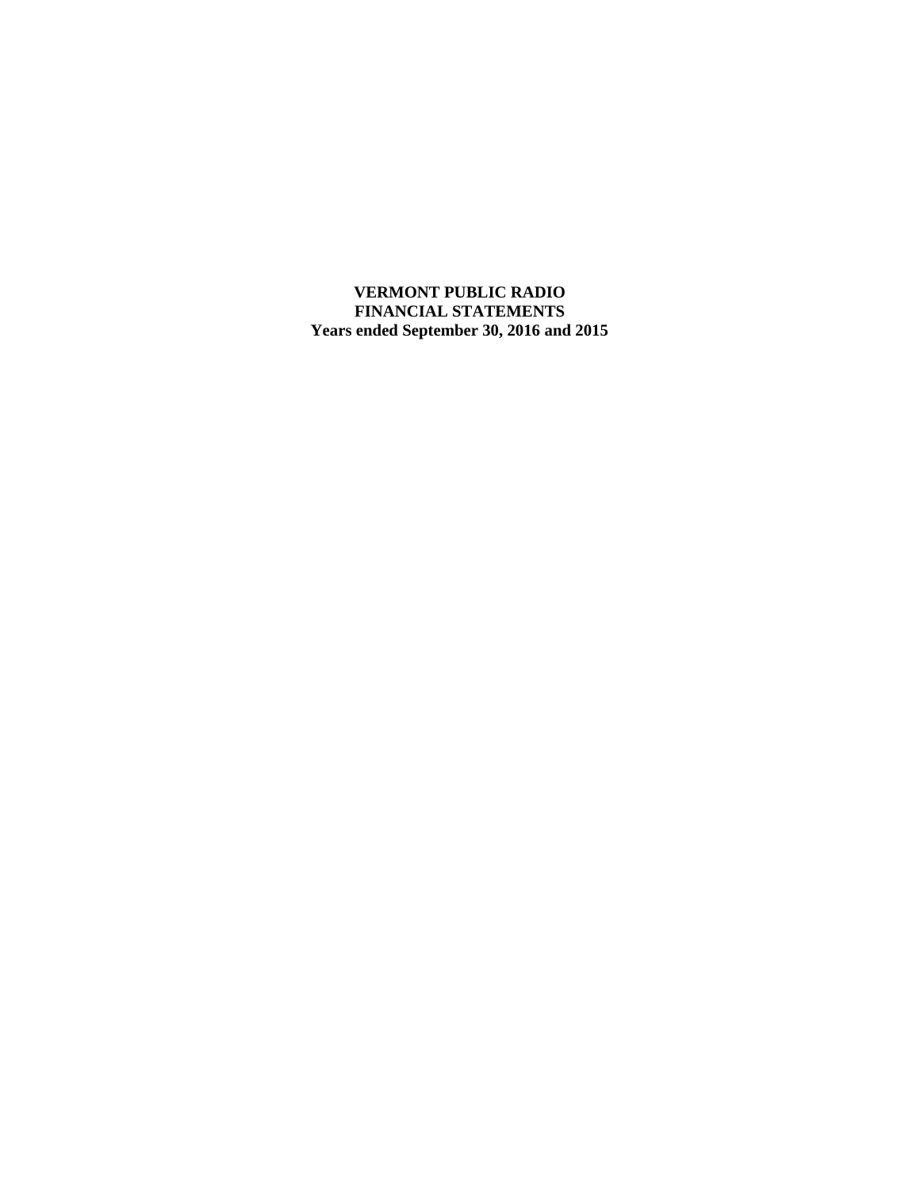# VERMONT PUBLIC RADIO
## FINANCIAL STATEMENTS
### Years ended September 30, 2016 and 2015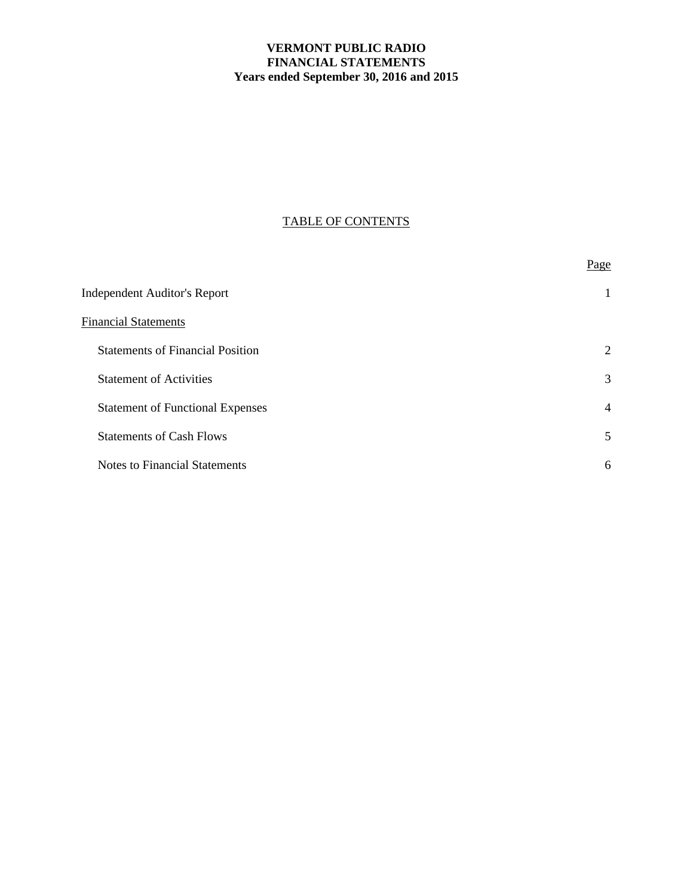**VERMONT PUBLIC RADIO**
**FINANCIAL STATEMENTS**
**Years ended September 30, 2016 and 2015**

TABLE OF CONTENTS

| | Page |
|---|---|
| Independent Auditor's Report | 1 |
| Financial Statements | |
| Statements of Financial Position | 2 |
| Statement of Activities | 3 |
| Statement of Functional Expenses | 4 |
| Statements of Cash Flows | 5 |
| Notes to Financial Statements | 6 |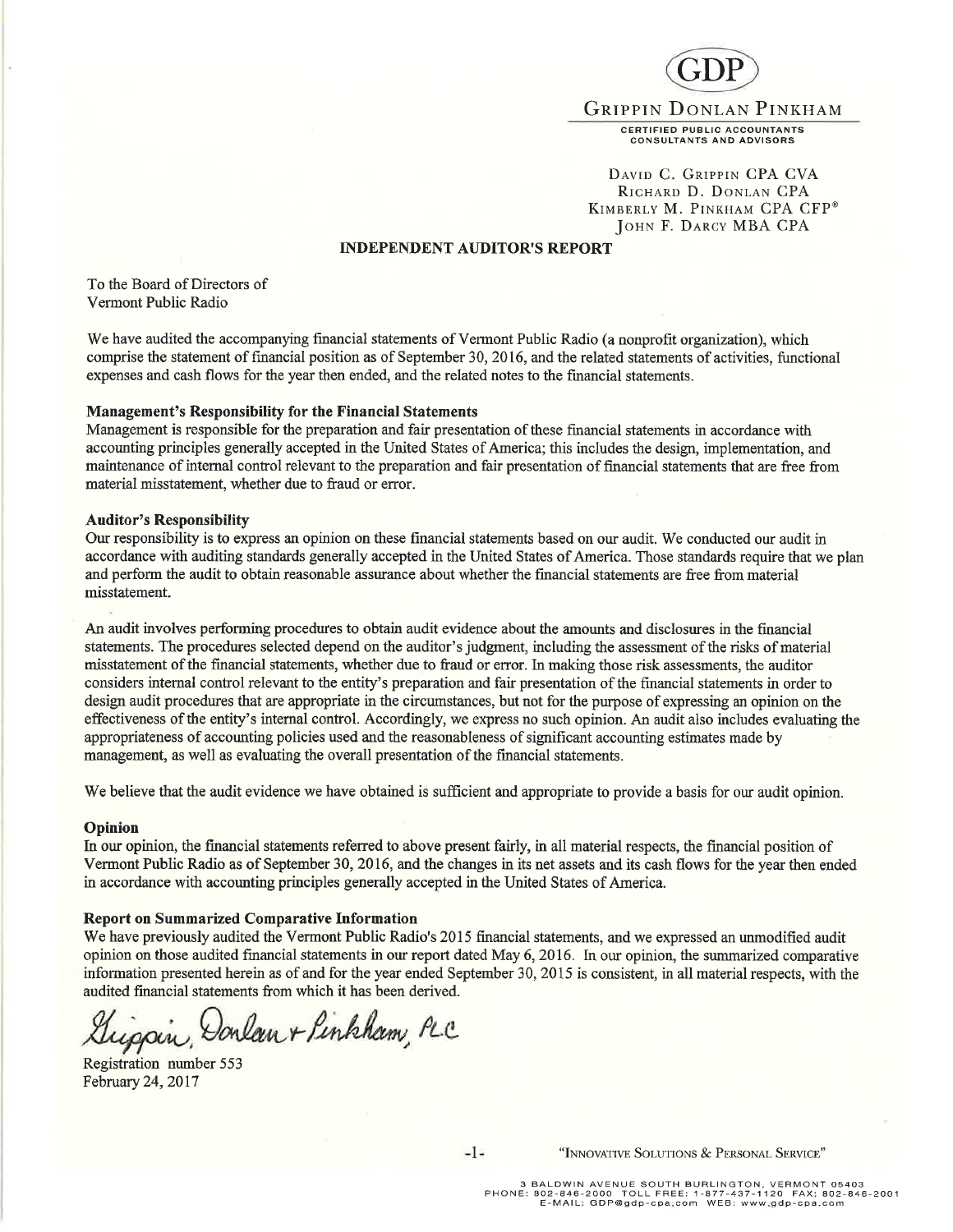GDP

GRIPPIN DONLAN PINKHAM

CERTIFIED PUBLIC ACCOUNTANTS
CONSULTANTS AND ADVISORS

DAVID C. GRIPPIN CPA CVA
RICHARD D. DONLAN CPA
KIMBERLY M. PINKHAM CPA CFP®
JOHN F. DARCY MBA CPA

## INDEPENDENT AUDITOR'S REPORT

To the Board of Directors of
Vermont Public Radio

We have audited the accompanying financial statements of Vermont Public Radio (a nonprofit organization), which comprise the statement of financial position as of September 30, 2016, and the related statements of activities, functional expenses and cash flows for the year then ended, and the related notes to the financial statements.

**Management's Responsibility for the Financial Statements**

Management is responsible for the preparation and fair presentation of these financial statements in accordance with accounting principles generally accepted in the United States of America; this includes the design, implementation, and maintenance of internal control relevant to the preparation and fair presentation of financial statements that are free from material misstatement, whether due to fraud or error.

**Auditor's Responsibility**

Our responsibility is to express an opinion on these financial statements based on our audit. We conducted our audit in accordance with auditing standards generally accepted in the United States of America. Those standards require that we plan and perform the audit to obtain reasonable assurance about whether the financial statements are free from material misstatement.

An audit involves performing procedures to obtain audit evidence about the amounts and disclosures in the financial statements. The procedures selected depend on the auditor's judgment, including the assessment of the risks of material misstatement of the financial statements, whether due to fraud or error. In making those risk assessments, the auditor considers internal control relevant to the entity's preparation and fair presentation of the financial statements in order to design audit procedures that are appropriate in the circumstances, but not for the purpose of expressing an opinion on the effectiveness of the entity's internal control. Accordingly, we express no such opinion. An audit also includes evaluating the appropriateness of accounting policies used and the reasonableness of significant accounting estimates made by management, as well as evaluating the overall presentation of the financial statements.

We believe that the audit evidence we have obtained is sufficient and appropriate to provide a basis for our audit opinion.

**Opinion**

In our opinion, the financial statements referred to above present fairly, in all material respects, the financial position of Vermont Public Radio as of September 30, 2016, and the changes in its net assets and its cash flows for the year then ended in accordance with accounting principles generally accepted in the United States of America.

**Report on Summarized Comparative Information**

We have previously audited the Vermont Public Radio's 2015 financial statements, and we expressed an unmodified audit opinion on those audited financial statements in our report dated May 6, 2016. In our opinion, the summarized comparative information presented herein as of and for the year ended September 30, 2015 is consistent, in all material respects, with the audited financial statements from which it has been derived.

Grippin, Donlan + Pinkham, PLC

Registration number 553
February 24, 2017

"INNOVATIVE SOLUTIONS & PERSONAL SERVICE"

3 BALDWIN AVENUE SOUTH BURLINGTON, VERMONT 05403
PHONE: 802-846-2000 TOLL FREE: 1-877-437-1120 FAX: 802-846-2001
E-MAIL: GDP@gdp-cpa.com WEB: www.gdp-cpa.com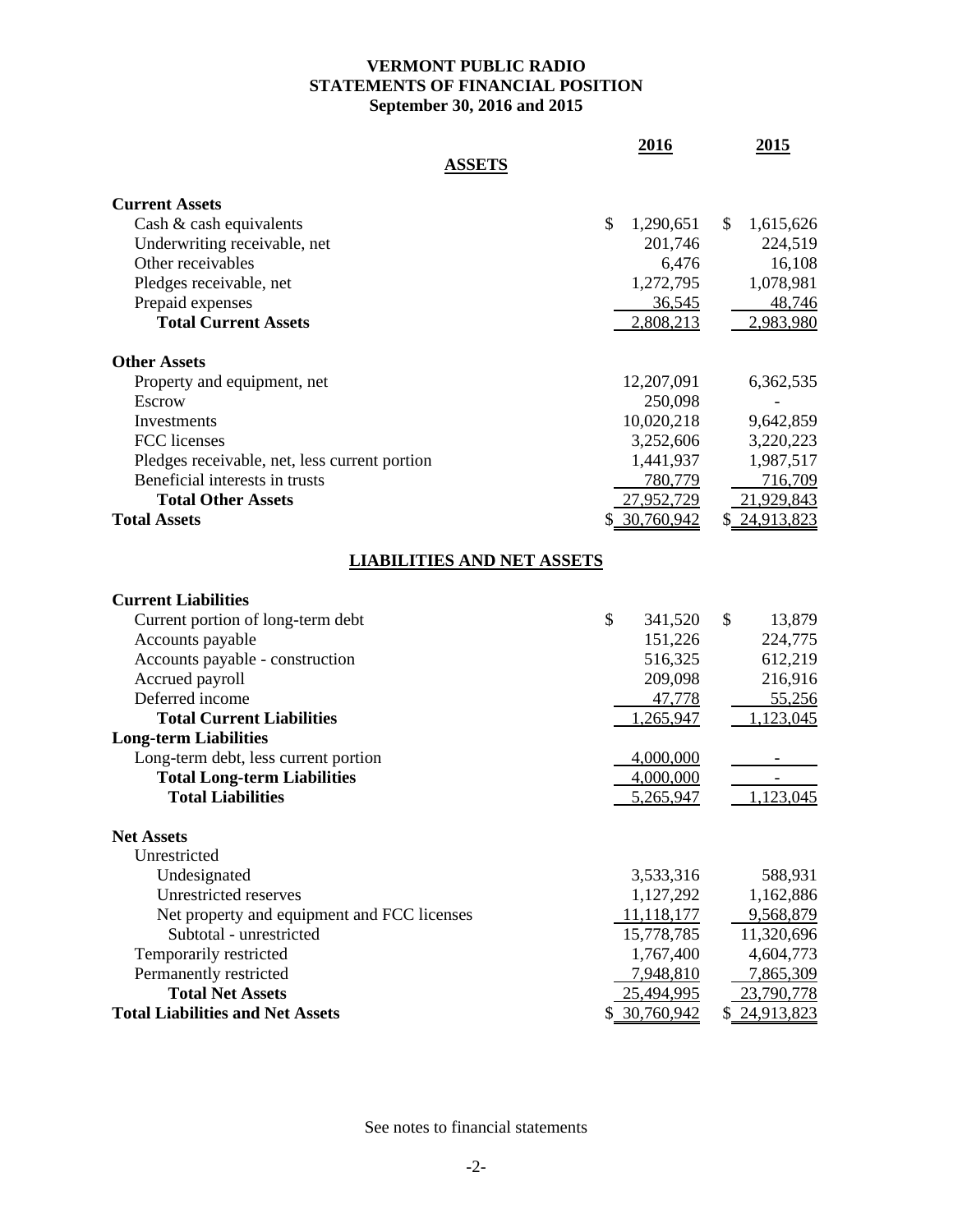# VERMONT PUBLIC RADIO
## STATEMENTS OF FINANCIAL POSITION
### September 30, 2016 and 2015

| | 2016 | 2015 |
|---|---|---|
| **ASSETS** | | |
| **Current Assets** | | |
| Cash & cash equivalents | $ 1,290,651 | $ 1,615,626 |
| Underwriting receivable, net | 201,746 | 224,519 |
| Other receivables | 6,476 | 16,108 |
| Pledges receivable, net | 1,272,795 | 1,078,981 |
| Prepaid expenses | 36,545 | 48,746 |
| **Total Current Assets** | 2,808,213 | 2,983,980 |
| **Other Assets** | | |
| Property and equipment, net | 12,207,091 | 6,362,535 |
| Escrow | 250,098 | - |
| Investments | 10,020,218 | 9,642,859 |
| FCC licenses | 3,252,606 | 3,220,223 |
| Pledges receivable, net, less current portion | 1,441,937 | 1,987,517 |
| Beneficial interests in trusts | 780,779 | 716,709 |
| **Total Other Assets** | 27,952,729 | 21,929,843 |
| **Total Assets** | $ 30,760,942 | $ 24,913,823 |
| **LIABILITIES AND NET ASSETS** | | |
| **Current Liabilities** | | |
| Current portion of long-term debt | $ 341,520 | $ 13,879 |
| Accounts payable | 151,226 | 224,775 |
| Accounts payable - construction | 516,325 | 612,219 |
| Accrued payroll | 209,098 | 216,916 |
| Deferred income | 47,778 | 55,256 |
| **Total Current Liabilities** | 1,265,947 | 1,123,045 |
| **Long-term Liabilities** | | |
| Long-term debt, less current portion | 4,000,000 | - |
| **Total Long-term Liabilities** | 4,000,000 | - |
| **Total Liabilities** | 5,265,947 | 1,123,045 |
| **Net Assets** | | |
| Unrestricted | | |
| Undesignated | 3,533,316 | 588,931 |
| Unrestricted reserves | 1,127,292 | 1,162,886 |
| Net property and equipment and FCC licenses | 11,118,177 | 9,568,879 |
| Subtotal - unrestricted | 15,778,785 | 11,320,696 |
| Temporarily restricted | 1,767,400 | 4,604,773 |
| Permanently restricted | 7,948,810 | 7,865,309 |
| **Total Net Assets** | 25,494,995 | 23,790,778 |
| **Total Liabilities and Net Assets** | $ 30,760,942 | $ 24,913,823 |

See notes to financial statements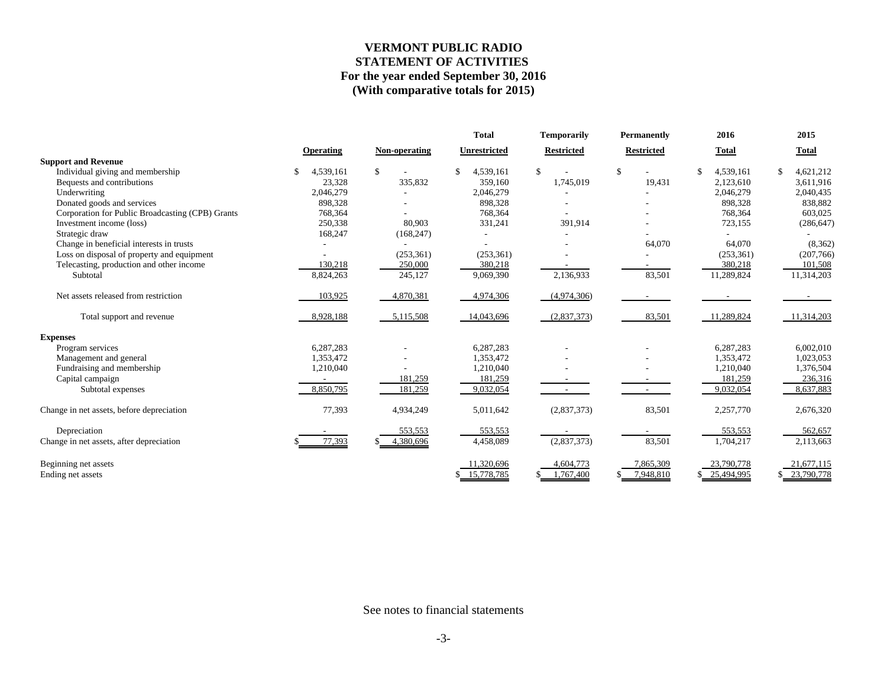# VERMONT PUBLIC RADIO
## STATEMENT OF ACTIVITIES
### For the year ended September 30, 2016
### (With comparative totals for 2015)

| | Operating | Non-operating | Total Unrestricted | Temporarily Restricted | Permanently Restricted | 2016 Total | 2015 Total |
|---|---|---|---|---|---|---|---|
| **Support and Revenue** | | | | | | | |
| Individual giving and membership | $ 4,539,161 | $ - | $ 4,539,161 | $ - | $ - | $ 4,539,161 | $ 4,621,212 |
| Bequests and contributions | 23,328 | 335,832 | 359,160 | 1,745,019 | 19,431 | 2,123,610 | 3,611,916 |
| Underwriting | 2,046,279 | - | 2,046,279 | - | - | 2,046,279 | 2,040,435 |
| Donated goods and services | 898,328 | - | 898,328 | - | - | 898,328 | 838,882 |
| Corporation for Public Broadcasting (CPB) Grants | 768,364 | - | 768,364 | - | - | 768,364 | 603,025 |
| Investment income (loss) | 250,338 | 80,903 | 331,241 | 391,914 | - | 723,155 | (286,647) |
| Strategic draw | 168,247 | (168,247) | - | - | - | - | - |
| Change in beneficial interests in trusts | - | - | - | - | 64,070 | 64,070 | (8,362) |
| Loss on disposal of property and equipment | - | (253,361) | (253,361) | - | - | (253,361) | (207,766) |
| Telecasting, production and other income | 130,218 | 250,000 | 380,218 | - | - | 380,218 | 101,508 |
| Subtotal | 8,824,263 | 245,127 | 9,069,390 | 2,136,933 | 83,501 | 11,289,824 | 11,314,203 |
| Net assets released from restriction | 103,925 | 4,870,381 | 4,974,306 | (4,974,306) | - | - | - |
| Total support and revenue | 8,928,188 | 5,115,508 | 14,043,696 | (2,837,373) | 83,501 | 11,289,824 | 11,314,203 |
| **Expenses** | | | | | | | |
| Program services | 6,287,283 | - | 6,287,283 | - | - | 6,287,283 | 6,002,010 |
| Management and general | 1,353,472 | - | 1,353,472 | - | - | 1,353,472 | 1,023,053 |
| Fundraising and membership | 1,210,040 | - | 1,210,040 | - | - | 1,210,040 | 1,376,504 |
| Capital campaign | - | 181,259 | 181,259 | - | - | 181,259 | 236,316 |
| Subtotal expenses | 8,850,795 | 181,259 | 9,032,054 | - | - | 9,032,054 | 8,637,883 |
| Change in net assets, before depreciation | 77,393 | 4,934,249 | 5,011,642 | (2,837,373) | 83,501 | 2,257,770 | 2,676,320 |
| Depreciation | - | 553,553 | 553,553 | - | - | 553,553 | 562,657 |
| Change in net assets, after depreciation | $ 77,393 | $ 4,380,696 | 4,458,089 | (2,837,373) | 83,501 | 1,704,217 | 2,113,663 |
| Beginning net assets | | | 11,320,696 | 4,604,773 | 7,865,309 | 23,790,778 | 21,677,115 |
| Ending net assets | | | $ 15,778,785 | $ 1,767,400 | $ 7,948,810 | $ 25,494,995 | $ 23,790,778 |

See notes to financial statements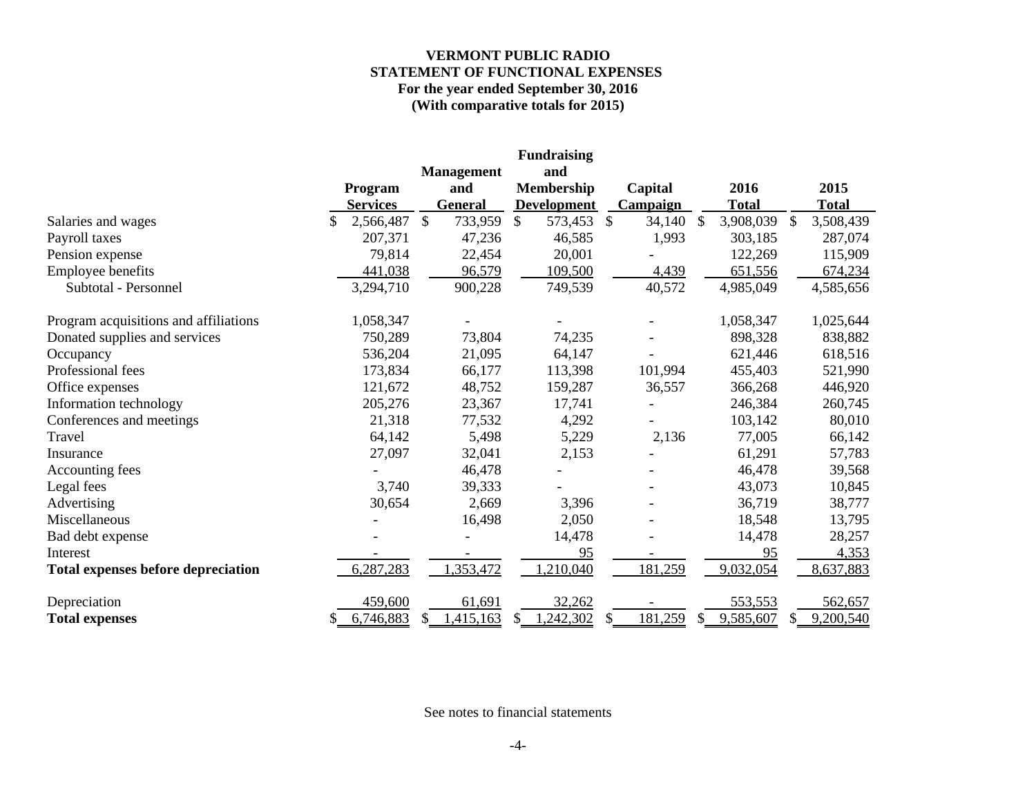# VERMONT PUBLIC RADIO
## STATEMENT OF FUNCTIONAL EXPENSES
### For the year ended September 30, 2016
### (With comparative totals for 2015)

| | Program Services | Management and General | Fundraising and Membership Development | Capital Campaign | 2016 Total | 2015 Total |
|---|---|---|---|---|---|---|
| Salaries and wages | $ 2,566,487 | $ 733,959 | $ 573,453 | $ 34,140 | $ 3,908,039 | $ 3,508,439 |
| Payroll taxes | 207,371 | 47,236 | 46,585 | 1,993 | 303,185 | 287,074 |
| Pension expense | 79,814 | 22,454 | 20,001 | - | 122,269 | 115,909 |
| Employee benefits | 441,038 | 96,579 | 109,500 | 4,439 | 651,556 | 674,234 |
| Subtotal - Personnel | 3,294,710 | 900,228 | 749,539 | 40,572 | 4,985,049 | 4,585,656 |
| Program acquisitions and affiliations | 1,058,347 | - | - | - | 1,058,347 | 1,025,644 |
| Donated supplies and services | 750,289 | 73,804 | 74,235 | - | 898,328 | 838,882 |
| Occupancy | 536,204 | 21,095 | 64,147 | - | 621,446 | 618,516 |
| Professional fees | 173,834 | 66,177 | 113,398 | 101,994 | 455,403 | 521,990 |
| Office expenses | 121,672 | 48,752 | 159,287 | 36,557 | 366,268 | 446,920 |
| Information technology | 205,276 | 23,367 | 17,741 | - | 246,384 | 260,745 |
| Conferences and meetings | 21,318 | 77,532 | 4,292 | - | 103,142 | 80,010 |
| Travel | 64,142 | 5,498 | 5,229 | 2,136 | 77,005 | 66,142 |
| Insurance | 27,097 | 32,041 | 2,153 | - | 61,291 | 57,783 |
| Accounting fees | - | 46,478 | - | - | 46,478 | 39,568 |
| Legal fees | 3,740 | 39,333 | - | - | 43,073 | 10,845 |
| Advertising | 30,654 | 2,669 | 3,396 | - | 36,719 | 38,777 |
| Miscellaneous | - | 16,498 | 2,050 | - | 18,548 | 13,795 |
| Bad debt expense | - | - | 14,478 | - | 14,478 | 28,257 |
| Interest | - | - | 95 | - | 95 | 4,353 |
| **Total expenses before depreciation** | 6,287,283 | 1,353,472 | 1,210,040 | 181,259 | 9,032,054 | 8,637,883 |
| Depreciation | 459,600 | 61,691 | 32,262 | - | 553,553 | 562,657 |
| **Total expenses** | $ 6,746,883 | $ 1,415,163 | $ 1,242,302 | $ 181,259 | $ 9,585,607 | $ 9,200,540 |

See notes to financial statements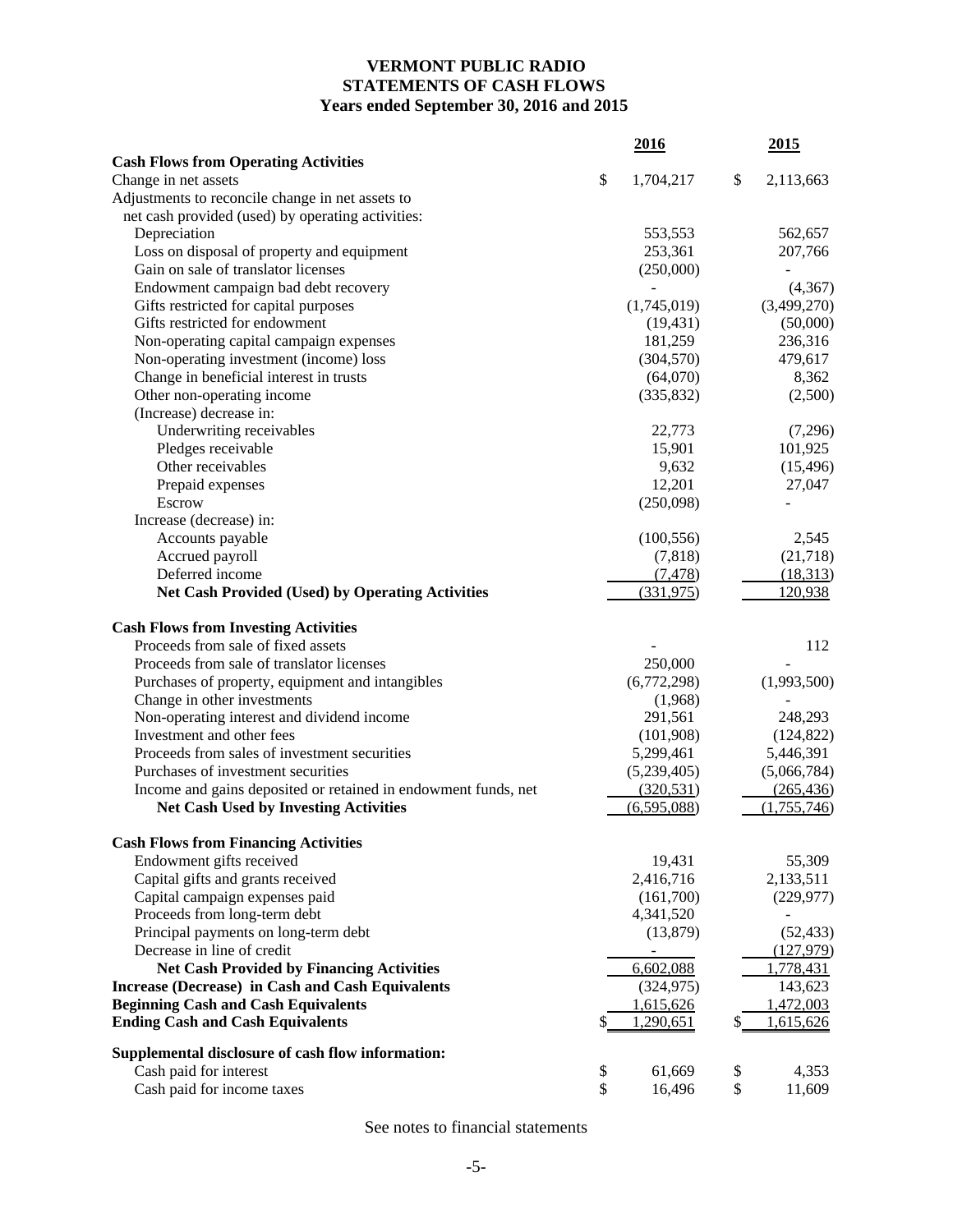# VERMONT PUBLIC RADIO
## STATEMENTS OF CASH FLOWS
### Years ended September 30, 2016 and 2015

| | 2016 | 2015 |
|---|---|---|
| **Cash Flows from Operating Activities** | | |
| Change in net assets | $ 1,704,217 | $ 2,113,663 |
| Adjustments to reconcile change in net assets to net cash provided (used) by operating activities: | | |
| Depreciation | 553,553 | 562,657 |
| Loss on disposal of property and equipment | 253,361 | 207,766 |
| Gain on sale of translator licenses | (250,000) | - |
| Endowment campaign bad debt recovery | - | (4,367) |
| Gifts restricted for capital purposes | (1,745,019) | (3,499,270) |
| Gifts restricted for endowment | (19,431) | (50,000) |
| Non-operating capital campaign expenses | 181,259 | 236,316 |
| Non-operating investment (income) loss | (304,570) | 479,617 |
| Change in beneficial interest in trusts | (64,070) | 8,362 |
| Other non-operating income | (335,832) | (2,500) |
| (Increase) decrease in: | | |
| Underwriting receivables | 22,773 | (7,296) |
| Pledges receivable | 15,901 | 101,925 |
| Other receivables | 9,632 | (15,496) |
| Prepaid expenses | 12,201 | 27,047 |
| Escrow | (250,098) | - |
| Increase (decrease) in: | | |
| Accounts payable | (100,556) | 2,545 |
| Accrued payroll | (7,818) | (21,718) |
| Deferred income | (7,478) | (18,313) |
| **Net Cash Provided (Used) by Operating Activities** | (331,975) | 120,938 |
| **Cash Flows from Investing Activities** | | |
| Proceeds from sale of fixed assets | - | 112 |
| Proceeds from sale of translator licenses | 250,000 | - |
| Purchases of property, equipment and intangibles | (6,772,298) | (1,993,500) |
| Change in other investments | (1,968) | - |
| Non-operating interest and dividend income | 291,561 | 248,293 |
| Investment and other fees | (101,908) | (124,822) |
| Proceeds from sales of investment securities | 5,299,461 | 5,446,391 |
| Purchases of investment securities | (5,239,405) | (5,066,784) |
| Income and gains deposited or retained in endowment funds, net | (320,531) | (265,436) |
| **Net Cash Used by Investing Activities** | (6,595,088) | (1,755,746) |
| **Cash Flows from Financing Activities** | | |
| Endowment gifts received | 19,431 | 55,309 |
| Capital gifts and grants received | 2,416,716 | 2,133,511 |
| Capital campaign expenses paid | (161,700) | (229,977) |
| Proceeds from long-term debt | 4,341,520 | - |
| Principal payments on long-term debt | (13,879) | (52,433) |
| Decrease in line of credit | - | (127,979) |
| **Net Cash Provided by Financing Activities** | 6,602,088 | 1,778,431 |
| **Increase (Decrease) in Cash and Cash Equivalents** | (324,975) | 143,623 |
| **Beginning Cash and Cash Equivalents** | 1,615,626 | 1,472,003 |
| **Ending Cash and Cash Equivalents** | $ 1,290,651 | $ 1,615,626 |
| **Supplemental disclosure of cash flow information:** | | |
| Cash paid for interest | $ 61,669 | $ 4,353 |
| Cash paid for income taxes | $ 16,496 | $ 11,609 |

See notes to financial statements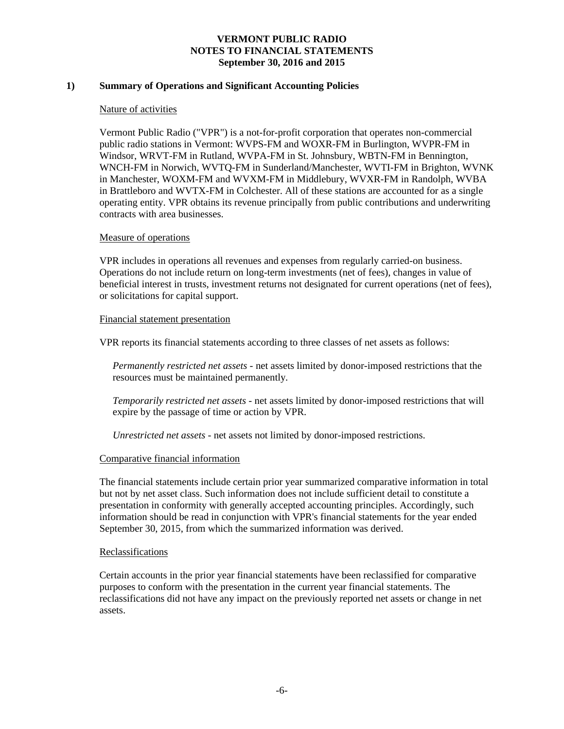**VERMONT PUBLIC RADIO**
**NOTES TO FINANCIAL STATEMENTS**
**September 30, 2016 and 2015**

## 1) Summary of Operations and Significant Accounting Policies

Nature of activities

Vermont Public Radio ("VPR") is a not-for-profit corporation that operates non-commercial public radio stations in Vermont: WVPS-FM and WOXR-FM in Burlington, WVPR-FM in Windsor, WRVT-FM in Rutland, WVPA-FM in St. Johnsbury, WBTN-FM in Bennington, WNCH-FM in Norwich, WVTQ-FM in Sunderland/Manchester, WVTI-FM in Brighton, WVNK in Manchester, WOXM-FM and WVXM-FM in Middlebury, WVXR-FM in Randolph, WVBA in Brattleboro and WVTX-FM in Colchester. All of these stations are accounted for as a single operating entity. VPR obtains its revenue principally from public contributions and underwriting contracts with area businesses.

Measure of operations

VPR includes in operations all revenues and expenses from regularly carried-on business. Operations do not include return on long-term investments (net of fees), changes in value of beneficial interest in trusts, investment returns not designated for current operations (net of fees), or solicitations for capital support.

Financial statement presentation

VPR reports its financial statements according to three classes of net assets as follows:

*Permanently restricted net assets* - net assets limited by donor-imposed restrictions that the resources must be maintained permanently.

*Temporarily restricted net assets* - net assets limited by donor-imposed restrictions that will expire by the passage of time or action by VPR.

*Unrestricted net assets* - net assets not limited by donor-imposed restrictions.

Comparative financial information

The financial statements include certain prior year summarized comparative information in total but not by net asset class. Such information does not include sufficient detail to constitute a presentation in conformity with generally accepted accounting principles. Accordingly, such information should be read in conjunction with VPR's financial statements for the year ended September 30, 2015, from which the summarized information was derived.

Reclassifications

Certain accounts in the prior year financial statements have been reclassified for comparative purposes to conform with the presentation in the current year financial statements. The reclassifications did not have any impact on the previously reported net assets or change in net assets.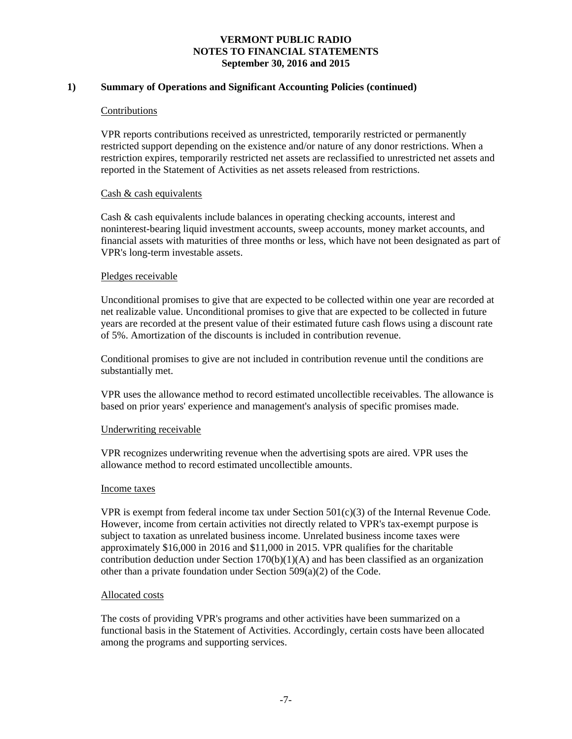**VERMONT PUBLIC RADIO**
**NOTES TO FINANCIAL STATEMENTS**
**September 30, 2016 and 2015**

## 1) Summary of Operations and Significant Accounting Policies (continued)

### Contributions

VPR reports contributions received as unrestricted, temporarily restricted or permanently restricted support depending on the existence and/or nature of any donor restrictions. When a restriction expires, temporarily restricted net assets are reclassified to unrestricted net assets and reported in the Statement of Activities as net assets released from restrictions.

### Cash & cash equivalents

Cash & cash equivalents include balances in operating checking accounts, interest and noninterest-bearing liquid investment accounts, sweep accounts, money market accounts, and financial assets with maturities of three months or less, which have not been designated as part of VPR's long-term investable assets.

### Pledges receivable

Unconditional promises to give that are expected to be collected within one year are recorded at net realizable value. Unconditional promises to give that are expected to be collected in future years are recorded at the present value of their estimated future cash flows using a discount rate of 5%. Amortization of the discounts is included in contribution revenue.

Conditional promises to give are not included in contribution revenue until the conditions are substantially met.

VPR uses the allowance method to record estimated uncollectible receivables. The allowance is based on prior years' experience and management's analysis of specific promises made.

### Underwriting receivable

VPR recognizes underwriting revenue when the advertising spots are aired. VPR uses the allowance method to record estimated uncollectible amounts.

### Income taxes

VPR is exempt from federal income tax under Section 501(c)(3) of the Internal Revenue Code. However, income from certain activities not directly related to VPR's tax-exempt purpose is subject to taxation as unrelated business income. Unrelated business income taxes were approximately $16,000 in 2016 and $11,000 in 2015. VPR qualifies for the charitable contribution deduction under Section 170(b)(1)(A) and has been classified as an organization other than a private foundation under Section 509(a)(2) of the Code.

### Allocated costs

The costs of providing VPR's programs and other activities have been summarized on a functional basis in the Statement of Activities. Accordingly, certain costs have been allocated among the programs and supporting services.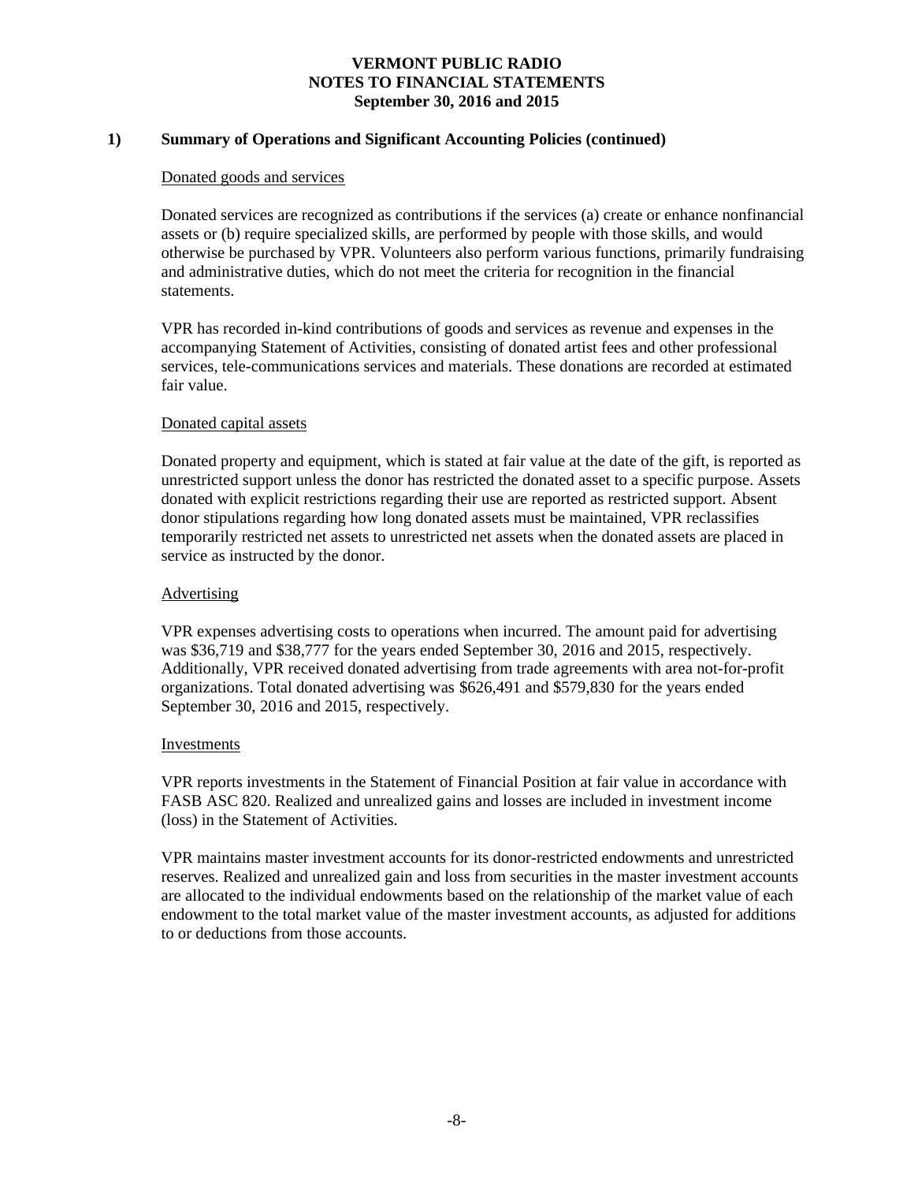## 1) Summary of Operations and Significant Accounting Policies (continued)

### Donated goods and services

Donated services are recognized as contributions if the services (a) create or enhance nonfinancial assets or (b) require specialized skills, are performed by people with those skills, and would otherwise be purchased by VPR. Volunteers also perform various functions, primarily fundraising and administrative duties, which do not meet the criteria for recognition in the financial statements.

VPR has recorded in-kind contributions of goods and services as revenue and expenses in the accompanying Statement of Activities, consisting of donated artist fees and other professional services, tele-communications services and materials. These donations are recorded at estimated fair value.

### Donated capital assets

Donated property and equipment, which is stated at fair value at the date of the gift, is reported as unrestricted support unless the donor has restricted the donated asset to a specific purpose. Assets donated with explicit restrictions regarding their use are reported as restricted support. Absent donor stipulations regarding how long donated assets must be maintained, VPR reclassifies temporarily restricted net assets to unrestricted net assets when the donated assets are placed in service as instructed by the donor.

### Advertising

VPR expenses advertising costs to operations when incurred. The amount paid for advertising was $36,719 and $38,777 for the years ended September 30, 2016 and 2015, respectively. Additionally, VPR received donated advertising from trade agreements with area not-for-profit organizations. Total donated advertising was $626,491 and $579,830 for the years ended September 30, 2016 and 2015, respectively.

### Investments

VPR reports investments in the Statement of Financial Position at fair value in accordance with FASB ASC 820. Realized and unrealized gains and losses are included in investment income (loss) in the Statement of Activities.

VPR maintains master investment accounts for its donor-restricted endowments and unrestricted reserves. Realized and unrealized gain and loss from securities in the master investment accounts are allocated to the individual endowments based on the relationship of the market value of each endowment to the total market value of the master investment accounts, as adjusted for additions to or deductions from those accounts.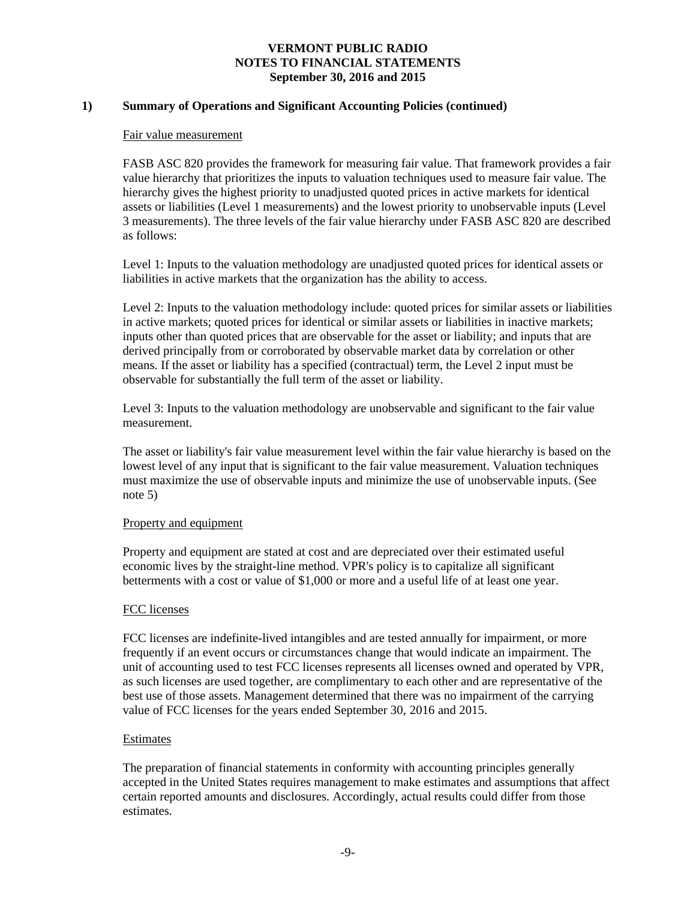# VERMONT PUBLIC RADIO
# NOTES TO FINANCIAL STATEMENTS
# September 30, 2016 and 2015

## 1) Summary of Operations and Significant Accounting Policies (continued)

### Fair value measurement

FASB ASC 820 provides the framework for measuring fair value. That framework provides a fair value hierarchy that prioritizes the inputs to valuation techniques used to measure fair value. The hierarchy gives the highest priority to unadjusted quoted prices in active markets for identical assets or liabilities (Level 1 measurements) and the lowest priority to unobservable inputs (Level 3 measurements). The three levels of the fair value hierarchy under FASB ASC 820 are described as follows:

Level 1: Inputs to the valuation methodology are unadjusted quoted prices for identical assets or liabilities in active markets that the organization has the ability to access.

Level 2: Inputs to the valuation methodology include: quoted prices for similar assets or liabilities in active markets; quoted prices for identical or similar assets or liabilities in inactive markets; inputs other than quoted prices that are observable for the asset or liability; and inputs that are derived principally from or corroborated by observable market data by correlation or other means. If the asset or liability has a specified (contractual) term, the Level 2 input must be observable for substantially the full term of the asset or liability.

Level 3: Inputs to the valuation methodology are unobservable and significant to the fair value measurement.

The asset or liability's fair value measurement level within the fair value hierarchy is based on the lowest level of any input that is significant to the fair value measurement. Valuation techniques must maximize the use of observable inputs and minimize the use of unobservable inputs. (See note 5)

### Property and equipment

Property and equipment are stated at cost and are depreciated over their estimated useful economic lives by the straight-line method. VPR's policy is to capitalize all significant betterments with a cost or value of $1,000 or more and a useful life of at least one year.

### FCC licenses

FCC licenses are indefinite-lived intangibles and are tested annually for impairment, or more frequently if an event occurs or circumstances change that would indicate an impairment. The unit of accounting used to test FCC licenses represents all licenses owned and operated by VPR, as such licenses are used together, are complimentary to each other and are representative of the best use of those assets. Management determined that there was no impairment of the carrying value of FCC licenses for the years ended September 30, 2016 and 2015.

### Estimates

The preparation of financial statements in conformity with accounting principles generally accepted in the United States requires management to make estimates and assumptions that affect certain reported amounts and disclosures. Accordingly, actual results could differ from those estimates.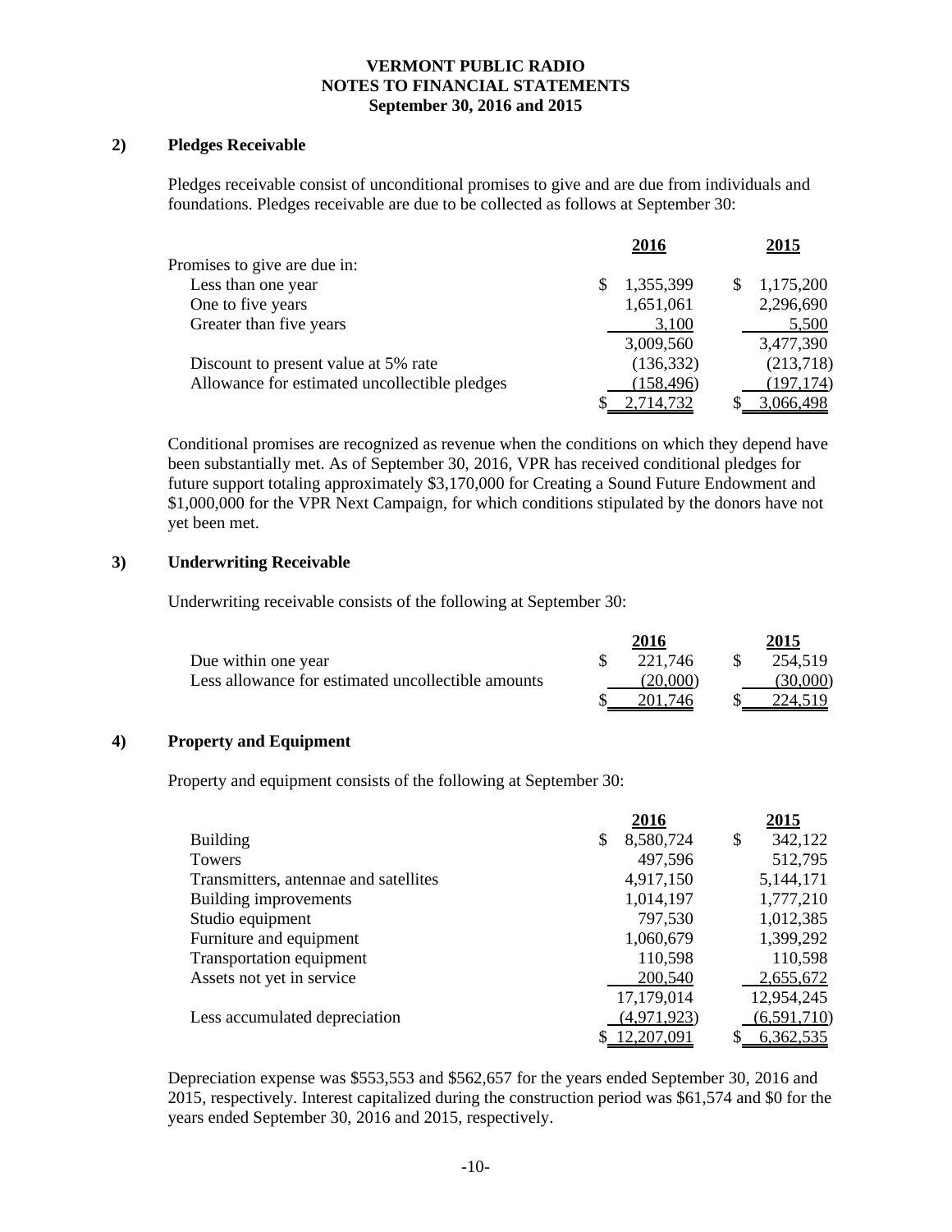**VERMONT PUBLIC RADIO**
**NOTES TO FINANCIAL STATEMENTS**
**September 30, 2016 and 2015**

## 2) Pledges Receivable

Pledges receivable consist of unconditional promises to give and are due from individuals and foundations. Pledges receivable are due to be collected as follows at September 30:

| | 2016 | 2015 |
|---|---|---|
| Promises to give are due in: | | |
| Less than one year | $ 1,355,399 | $ 1,175,200 |
| One to five years | 1,651,061 | 2,296,690 |
| Greater than five years | 3,100 | 5,500 |
| | 3,009,560 | 3,477,390 |
| Discount to present value at 5% rate | (136,332) | (213,718) |
| Allowance for estimated uncollectible pledges | (158,496) | (197,174) |
| | $ 2,714,732 | $ 3,066,498 |

Conditional promises are recognized as revenue when the conditions on which they depend have been substantially met. As of September 30, 2016, VPR has received conditional pledges for future support totaling approximately $3,170,000 for Creating a Sound Future Endowment and $1,000,000 for the VPR Next Campaign, for which conditions stipulated by the donors have not yet been met.

## 3) Underwriting Receivable

Underwriting receivable consists of the following at September 30:

| | 2016 | 2015 |
|---|---|---|
| Due within one year | $ 221,746 | $ 254,519 |
| Less allowance for estimated uncollectible amounts | (20,000) | (30,000) |
| | $ 201,746 | $ 224,519 |

## 4) Property and Equipment

Property and equipment consists of the following at September 30:

| | 2016 | 2015 |
|---|---|---|
| Building | $ 8,580,724 | $ 342,122 |
| Towers | 497,596 | 512,795 |
| Transmitters, antennae and satellites | 4,917,150 | 5,144,171 |
| Building improvements | 1,014,197 | 1,777,210 |
| Studio equipment | 797,530 | 1,012,385 |
| Furniture and equipment | 1,060,679 | 1,399,292 |
| Transportation equipment | 110,598 | 110,598 |
| Assets not yet in service | 200,540 | 2,655,672 |
| | 17,179,014 | 12,954,245 |
| Less accumulated depreciation | (4,971,923) | (6,591,710) |
| | $ 12,207,091 | $ 6,362,535 |

Depreciation expense was $553,553 and $562,657 for the years ended September 30, 2016 and 2015, respectively. Interest capitalized during the construction period was $61,574 and $0 for the years ended September 30, 2016 and 2015, respectively.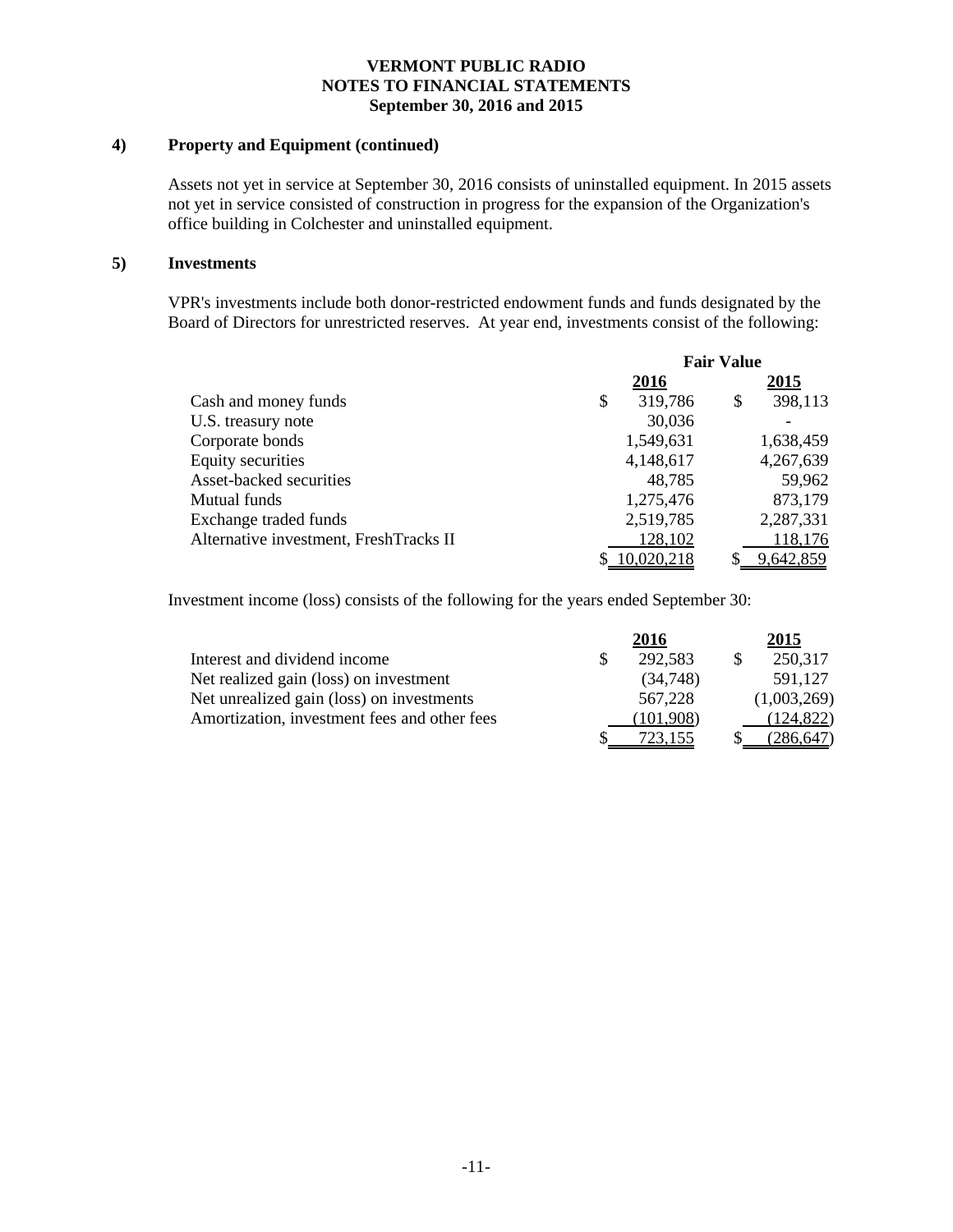**VERMONT PUBLIC RADIO**
**NOTES TO FINANCIAL STATEMENTS**
**September 30, 2016 and 2015**

## 4) Property and Equipment (continued)

Assets not yet in service at September 30, 2016 consists of uninstalled equipment. In 2015 assets not yet in service consisted of construction in progress for the expansion of the Organization's office building in Colchester and uninstalled equipment.

## 5) Investments

VPR's investments include both donor-restricted endowment funds and funds designated by the Board of Directors for unrestricted reserves. At year end, investments consist of the following:

| | Fair Value | |
|---|---|---|
| | **2016** | **2015** |
| Cash and money funds | $ 319,786 | $ 398,113 |
| U.S. treasury note | 30,036 | - |
| Corporate bonds | 1,549,631 | 1,638,459 |
| Equity securities | 4,148,617 | 4,267,639 |
| Asset-backed securities | 48,785 | 59,962 |
| Mutual funds | 1,275,476 | 873,179 |
| Exchange traded funds | 2,519,785 | 2,287,331 |
| Alternative investment, FreshTracks II | 128,102 | 118,176 |
| | $ 10,020,218 | $ 9,642,859 |

Investment income (loss) consists of the following for the years ended September 30:

| | **2016** | **2015** |
|---|---|---|
| Interest and dividend income | $ 292,583 | $ 250,317 |
| Net realized gain (loss) on investment | (34,748) | 591,127 |
| Net unrealized gain (loss) on investments | 567,228 | (1,003,269) |
| Amortization, investment fees and other fees | (101,908) | (124,822) |
| | $ 723,155 | $ (286,647) |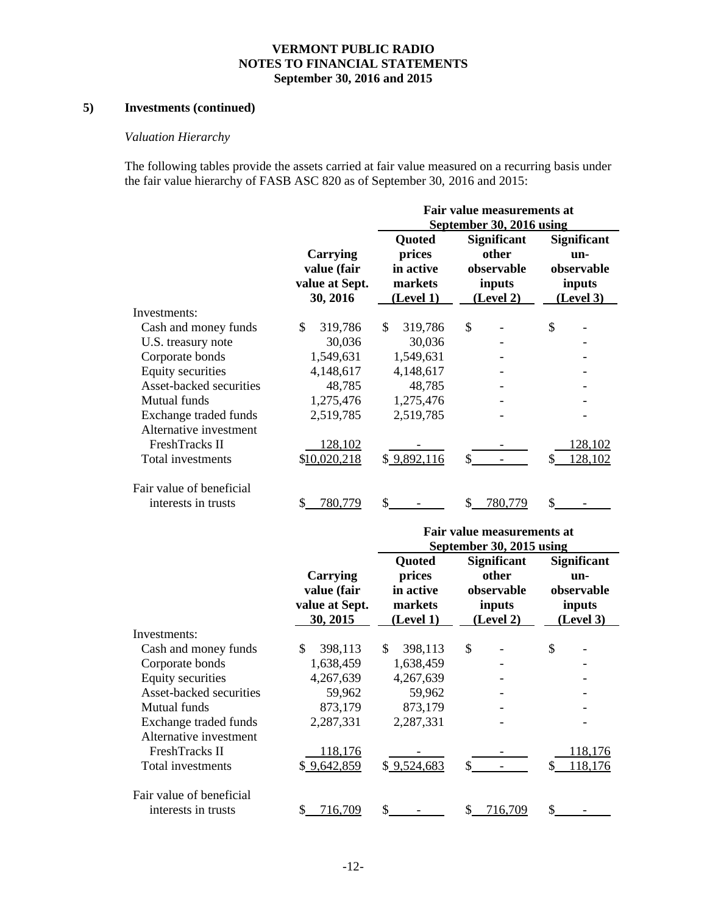## 5) Investments (continued)

*Valuation Hierarchy*

The following tables provide the assets carried at fair value measured on a recurring basis under the fair value hierarchy of FASB ASC 820 as of September 30, 2016 and 2015:

| | | Fair value measurements at September 30, 2016 using | | |
|---|---|---|---|---|
| | Carrying value (fair value at Sept. 30, 2016 | Quoted prices in active markets (Level 1) | Significant other observable inputs (Level 2) | Significant un-observable inputs (Level 3) |
| Investments: | | | | |
| Cash and money funds | $ 319,786 | $ 319,786 | $ - | $ - |
| U.S. treasury note | 30,036 | 30,036 | - | - |
| Corporate bonds | 1,549,631 | 1,549,631 | - | - |
| Equity securities | 4,148,617 | 4,148,617 | - | - |
| Asset-backed securities | 48,785 | 48,785 | - | - |
| Mutual funds | 1,275,476 | 1,275,476 | - | - |
| Exchange traded funds | 2,519,785 | 2,519,785 | - | - |
| Alternative investment FreshTracks II | 128,102 | - | - | 128,102 |
| Total investments | $10,020,218 | $ 9,892,116 | $ - | $ 128,102 |
| Fair value of beneficial interests in trusts | $ 780,779 | $ - | $ 780,779 | $ - |

| | | Fair value measurements at September 30, 2015 using | | |
|---|---|---|---|---|
| | Carrying value (fair value at Sept. 30, 2015 | Quoted prices in active markets (Level 1) | Significant other observable inputs (Level 2) | Significant un-observable inputs (Level 3) |
| Investments: | | | | |
| Cash and money funds | $ 398,113 | $ 398,113 | $ - | $ - |
| Corporate bonds | 1,638,459 | 1,638,459 | - | - |
| Equity securities | 4,267,639 | 4,267,639 | - | - |
| Asset-backed securities | 59,962 | 59,962 | - | - |
| Mutual funds | 873,179 | 873,179 | - | - |
| Exchange traded funds | 2,287,331 | 2,287,331 | - | - |
| Alternative investment FreshTracks II | 118,176 | - | - | 118,176 |
| Total investments | $ 9,642,859 | $ 9,524,683 | $ - | $ 118,176 |
| Fair value of beneficial interests in trusts | $ 716,709 | $ - | $ 716,709 | $ - |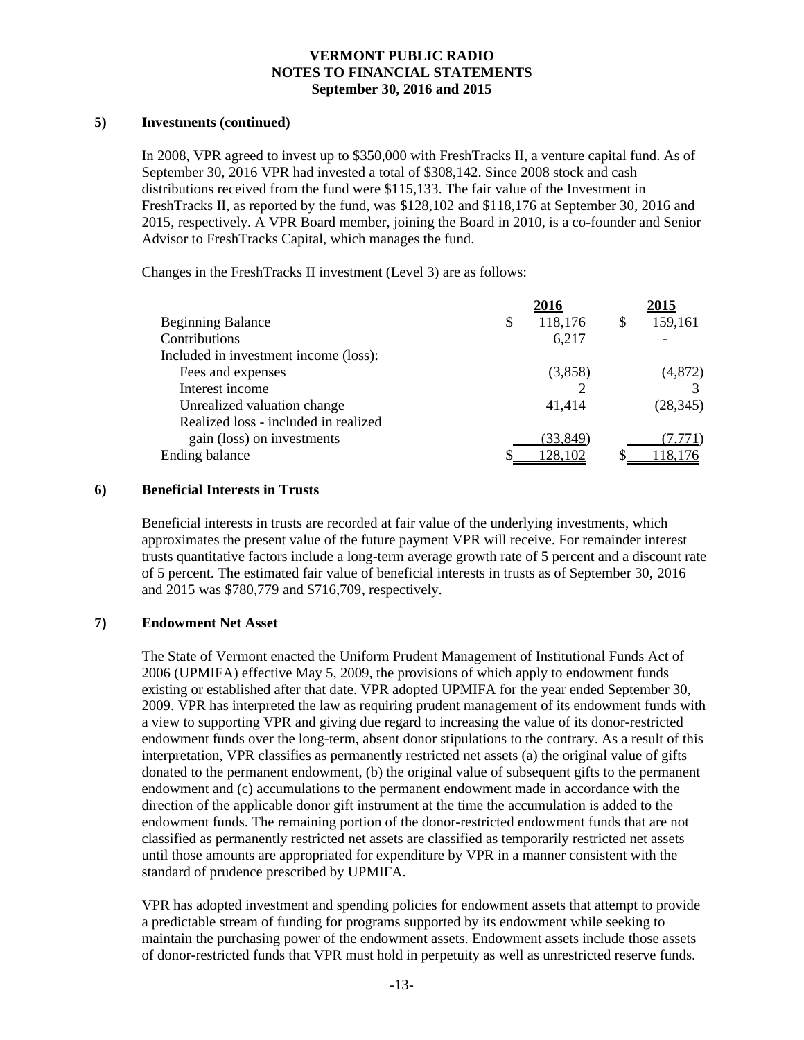## 5) Investments (continued)

In 2008, VPR agreed to invest up to $350,000 with FreshTracks II, a venture capital fund. As of September 30, 2016 VPR had invested a total of $308,142. Since 2008 stock and cash distributions received from the fund were $115,133. The fair value of the Investment in FreshTracks II, as reported by the fund, was $128,102 and $118,176 at September 30, 2016 and 2015, respectively. A VPR Board member, joining the Board in 2010, is a co-founder and Senior Advisor to FreshTracks Capital, which manages the fund.

Changes in the FreshTracks II investment (Level 3) are as follows:

| | 2016 | 2015 |
|---|---|---|
| Beginning Balance | $ 118,176 | $ 159,161 |
| Contributions | 6,217 | - |
| Included in investment income (loss): | | |
| Fees and expenses | (3,858) | (4,872) |
| Interest income | 2 | 3 |
| Unrealized valuation change | 41,414 | (28,345) |
| Realized loss - included in realized gain (loss) on investments | (33,849) | (7,771) |
| Ending balance | $ 128,102 | $ 118,176 |

## 6) Beneficial Interests in Trusts

Beneficial interests in trusts are recorded at fair value of the underlying investments, which approximates the present value of the future payment VPR will receive. For remainder interest trusts quantitative factors include a long-term average growth rate of 5 percent and a discount rate of 5 percent. The estimated fair value of beneficial interests in trusts as of September 30, 2016 and 2015 was $780,779 and $716,709, respectively.

## 7) Endowment Net Asset

The State of Vermont enacted the Uniform Prudent Management of Institutional Funds Act of 2006 (UPMIFA) effective May 5, 2009, the provisions of which apply to endowment funds existing or established after that date. VPR adopted UPMIFA for the year ended September 30, 2009. VPR has interpreted the law as requiring prudent management of its endowment funds with a view to supporting VPR and giving due regard to increasing the value of its donor-restricted endowment funds over the long-term, absent donor stipulations to the contrary. As a result of this interpretation, VPR classifies as permanently restricted net assets (a) the original value of gifts donated to the permanent endowment, (b) the original value of subsequent gifts to the permanent endowment and (c) accumulations to the permanent endowment made in accordance with the direction of the applicable donor gift instrument at the time the accumulation is added to the endowment funds. The remaining portion of the donor-restricted endowment funds that are not classified as permanently restricted net assets are classified as temporarily restricted net assets until those amounts are appropriated for expenditure by VPR in a manner consistent with the standard of prudence prescribed by UPMIFA.

VPR has adopted investment and spending policies for endowment assets that attempt to provide a predictable stream of funding for programs supported by its endowment while seeking to maintain the purchasing power of the endowment assets. Endowment assets include those assets of donor-restricted funds that VPR must hold in perpetuity as well as unrestricted reserve funds.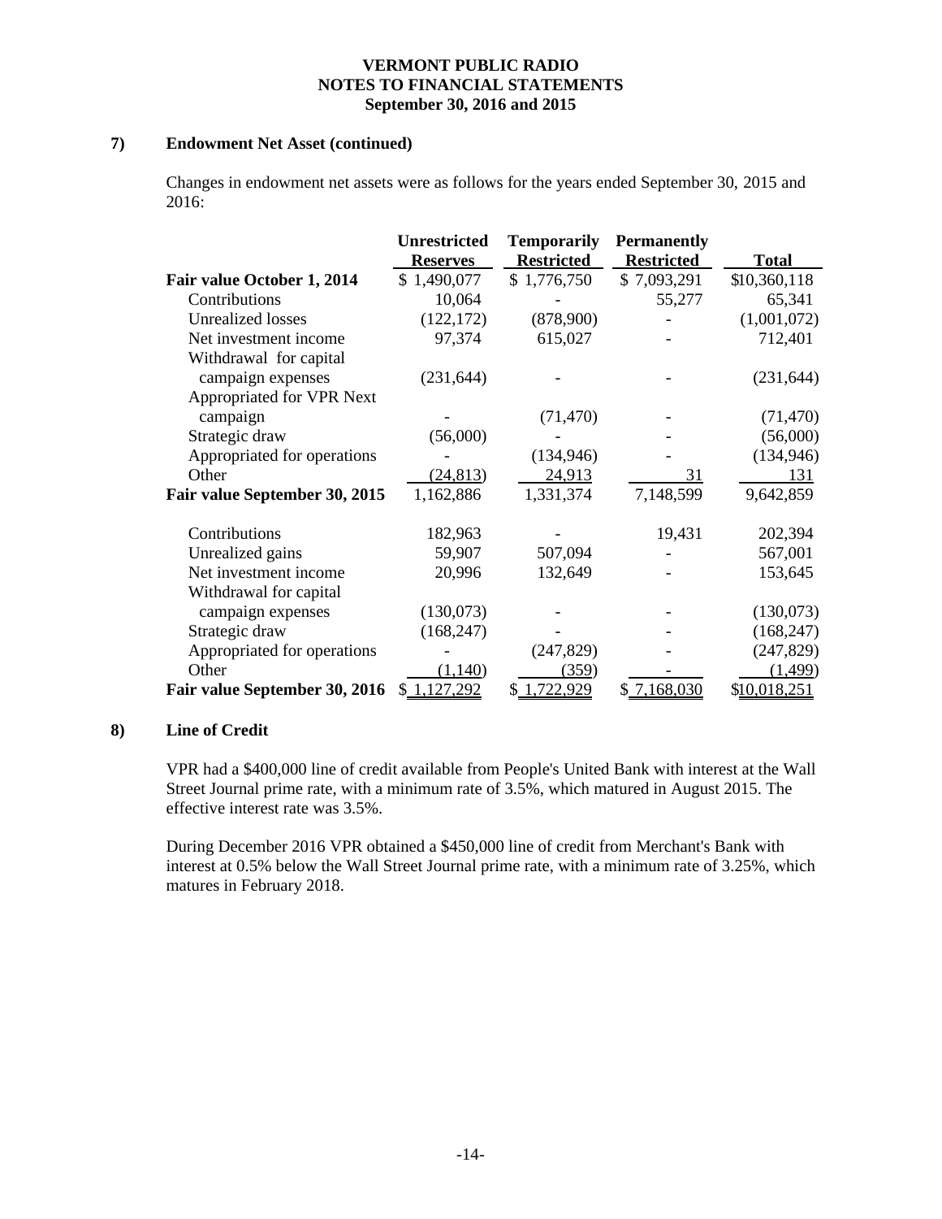## 7) Endowment Net Asset (continued)

Changes in endowment net assets were as follows for the years ended September 30, 2015 and 2016:

| | Unrestricted Reserves | Temporarily Restricted | Permanently Restricted | Total |
|---|---|---|---|---|
| **Fair value October 1, 2014** | $ 1,490,077 | $ 1,776,750 | $ 7,093,291 | $10,360,118 |
| Contributions | 10,064 | - | 55,277 | 65,341 |
| Unrealized losses | (122,172) | (878,900) | - | (1,001,072) |
| Net investment income | 97,374 | 615,027 | - | 712,401 |
| Withdrawal for capital campaign expenses | (231,644) | - | - | (231,644) |
| Appropriated for VPR Next campaign | - | (71,470) | - | (71,470) |
| Strategic draw | (56,000) | - | - | (56,000) |
| Appropriated for operations | - | (134,946) | - | (134,946) |
| Other | (24,813) | 24,913 | 31 | 131 |
| **Fair value September 30, 2015** | 1,162,886 | 1,331,374 | 7,148,599 | 9,642,859 |
| Contributions | 182,963 | - | 19,431 | 202,394 |
| Unrealized gains | 59,907 | 507,094 | - | 567,001 |
| Net investment income | 20,996 | 132,649 | - | 153,645 |
| Withdrawal for capital campaign expenses | (130,073) | - | - | (130,073) |
| Strategic draw | (168,247) | - | - | (168,247) |
| Appropriated for operations | - | (247,829) | - | (247,829) |
| Other | (1,140) | (359) | - | (1,499) |
| **Fair value September 30, 2016** | $ 1,127,292 | $ 1,722,929 | $ 7,168,030 | $10,018,251 |

## 8) Line of Credit

VPR had a $400,000 line of credit available from People's United Bank with interest at the Wall Street Journal prime rate, with a minimum rate of 3.5%, which matured in August 2015. The effective interest rate was 3.5%.

During December 2016 VPR obtained a $450,000 line of credit from Merchant's Bank with interest at 0.5% below the Wall Street Journal prime rate, with a minimum rate of 3.25%, which matures in February 2018.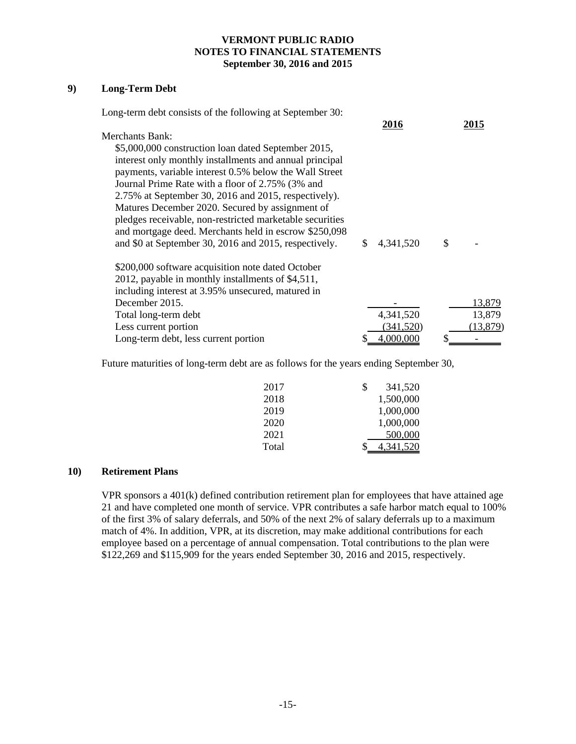# VERMONT PUBLIC RADIO
## NOTES TO FINANCIAL STATEMENTS
### September 30, 2016 and 2015

## 9) Long-Term Debt

Long-term debt consists of the following at September 30:

| | 2016 | 2015 |
|---|---|---|
| Merchants Bank: | | |
| $5,000,000 construction loan dated September 2015, interest only monthly installments and annual principal payments, variable interest 0.5% below the Wall Street Journal Prime Rate with a floor of 2.75% (3% and 2.75% at September 30, 2016 and 2015, respectively). Matures December 2020. Secured by assignment of pledges receivable, non-restricted marketable securities and mortgage deed. Merchants held in escrow $250,098 and $0 at September 30, 2016 and 2015, respectively. | $ 4,341,520 | $ - |
| $200,000 software acquisition note dated October 2012, payable in monthly installments of $4,511, including interest at 3.95% unsecured, matured in December 2015. | - | 13,879 |
| Total long-term debt | 4,341,520 | 13,879 |
| Less current portion | (341,520) | (13,879) |
| Long-term debt, less current portion | $ 4,000,000 | $ - |

Future maturities of long-term debt are as follows for the years ending September 30,

| | |
|---|---|
| 2017 | $ 341,520 |
| 2018 | 1,500,000 |
| 2019 | 1,000,000 |
| 2020 | 1,000,000 |
| 2021 | 500,000 |
| Total | $ 4,341,520 |

## 10) Retirement Plans

VPR sponsors a 401(k) defined contribution retirement plan for employees that have attained age 21 and have completed one month of service. VPR contributes a safe harbor match equal to 100% of the first 3% of salary deferrals, and 50% of the next 2% of salary deferrals up to a maximum match of 4%. In addition, VPR, at its discretion, may make additional contributions for each employee based on a percentage of annual compensation. Total contributions to the plan were $122,269 and $115,909 for the years ended September 30, 2016 and 2015, respectively.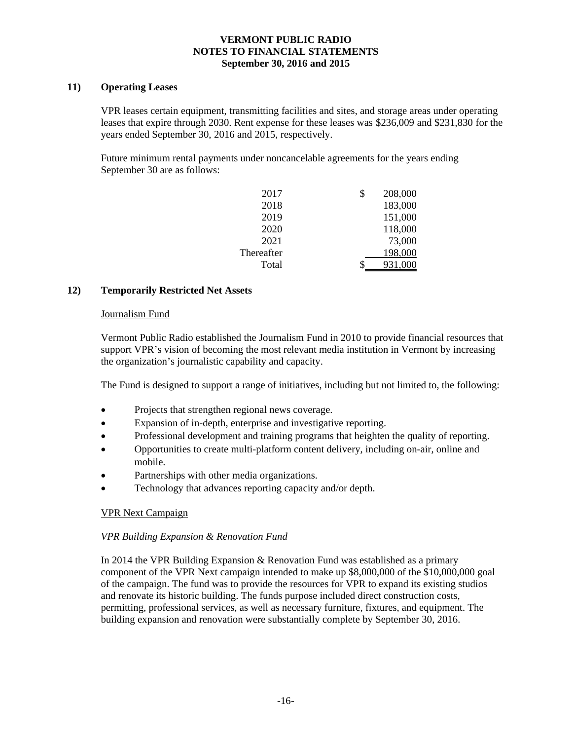### 11) Operating Leases

VPR leases certain equipment, transmitting facilities and sites, and storage areas under operating leases that expire through 2030. Rent expense for these leases was $236,009 and $231,830 for the years ended September 30, 2016 and 2015, respectively.

Future minimum rental payments under noncancelable agreements for the years ending September 30 are as follows:

| | |
|---|---|
| 2017 | $ 208,000 |
| 2018 | 183,000 |
| 2019 | 151,000 |
| 2020 | 118,000 |
| 2021 | 73,000 |
| Thereafter | 198,000 |
| Total | $ 931,000 |

### 12) Temporarily Restricted Net Assets

Journalism Fund

Vermont Public Radio established the Journalism Fund in 2010 to provide financial resources that support VPR's vision of becoming the most relevant media institution in Vermont by increasing the organization's journalistic capability and capacity.

The Fund is designed to support a range of initiatives, including but not limited to, the following:

- Projects that strengthen regional news coverage.
- Expansion of in-depth, enterprise and investigative reporting.
- Professional development and training programs that heighten the quality of reporting.
- Opportunities to create multi-platform content delivery, including on-air, online and mobile.
- Partnerships with other media organizations.
- Technology that advances reporting capacity and/or depth.

VPR Next Campaign

*VPR Building Expansion & Renovation Fund*

In 2014 the VPR Building Expansion & Renovation Fund was established as a primary component of the VPR Next campaign intended to make up $8,000,000 of the $10,000,000 goal of the campaign. The fund was to provide the resources for VPR to expand its existing studios and renovate its historic building. The funds purpose included direct construction costs, permitting, professional services, as well as necessary furniture, fixtures, and equipment. The building expansion and renovation were substantially complete by September 30, 2016.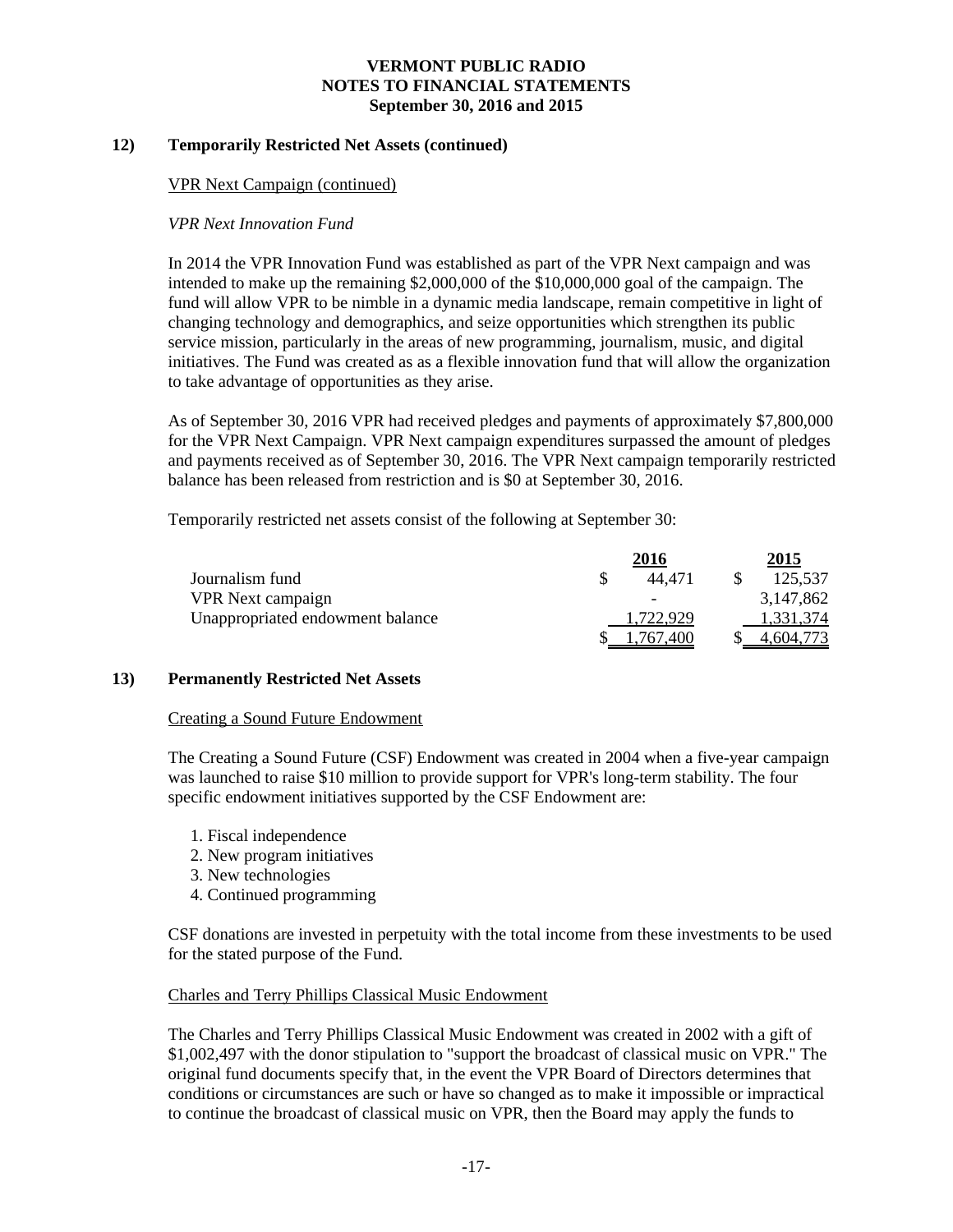## 12) Temporarily Restricted Net Assets (continued)

VPR Next Campaign (continued)

*VPR Next Innovation Fund*

In 2014 the VPR Innovation Fund was established as part of the VPR Next campaign and was intended to make up the remaining $2,000,000 of the $10,000,000 goal of the campaign. The fund will allow VPR to be nimble in a dynamic media landscape, remain competitive in light of changing technology and demographics, and seize opportunities which strengthen its public service mission, particularly in the areas of new programming, journalism, music, and digital initiatives. The Fund was created as as a flexible innovation fund that will allow the organization to take advantage of opportunities as they arise.

As of September 30, 2016 VPR had received pledges and payments of approximately $7,800,000 for the VPR Next Campaign. VPR Next campaign expenditures surpassed the amount of pledges and payments received as of September 30, 2016. The VPR Next campaign temporarily restricted balance has been released from restriction and is $0 at September 30, 2016.

Temporarily restricted net assets consist of the following at September 30:

| | 2016 | 2015 |
|---|---|---|
| Journalism fund | $ 44,471 | $ 125,537 |
| VPR Next campaign | - | 3,147,862 |
| Unappropriated endowment balance | 1,722,929 | 1,331,374 |
| | $ 1,767,400 | $ 4,604,773 |

## 13) Permanently Restricted Net Assets

Creating a Sound Future Endowment

The Creating a Sound Future (CSF) Endowment was created in 2004 when a five-year campaign was launched to raise $10 million to provide support for VPR's long-term stability. The four specific endowment initiatives supported by the CSF Endowment are:

1. Fiscal independence
2. New program initiatives
3. New technologies
4. Continued programming

CSF donations are invested in perpetuity with the total income from these investments to be used for the stated purpose of the Fund.

Charles and Terry Phillips Classical Music Endowment

The Charles and Terry Phillips Classical Music Endowment was created in 2002 with a gift of $1,002,497 with the donor stipulation to "support the broadcast of classical music on VPR." The original fund documents specify that, in the event the VPR Board of Directors determines that conditions or circumstances are such or have so changed as to make it impossible or impractical to continue the broadcast of classical music on VPR, then the Board may apply the funds to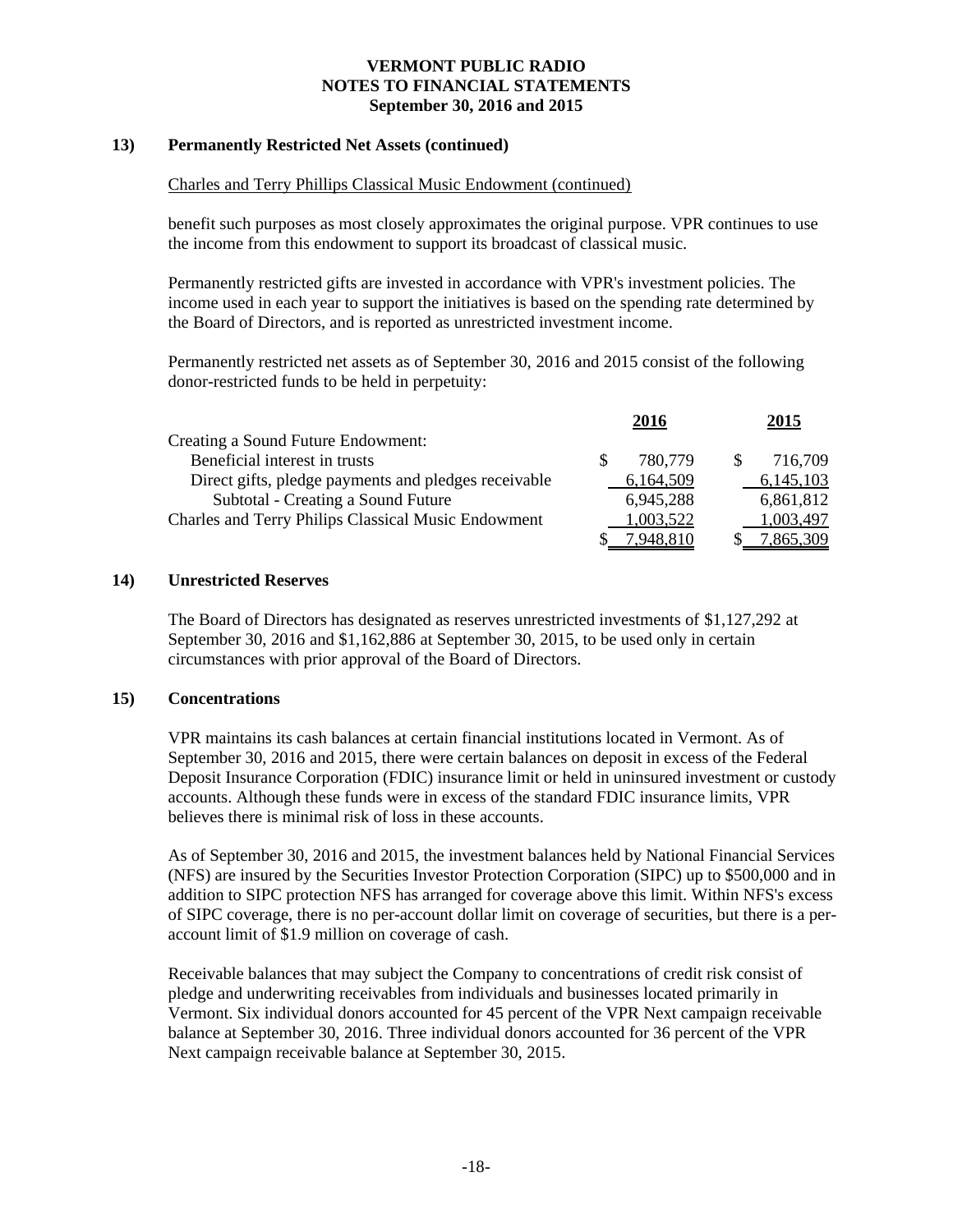### 13) Permanently Restricted Net Assets (continued)

Charles and Terry Phillips Classical Music Endowment (continued)

benefit such purposes as most closely approximates the original purpose. VPR continues to use the income from this endowment to support its broadcast of classical music.

Permanently restricted gifts are invested in accordance with VPR's investment policies. The income used in each year to support the initiatives is based on the spending rate determined by the Board of Directors, and is reported as unrestricted investment income.

Permanently restricted net assets as of September 30, 2016 and 2015 consist of the following donor-restricted funds to be held in perpetuity:

| | 2016 | 2015 |
|---|---|---|
| Creating a Sound Future Endowment: | | |
| Beneficial interest in trusts | $ 780,779 | $ 716,709 |
| Direct gifts, pledge payments and pledges receivable | 6,164,509 | 6,145,103 |
| Subtotal - Creating a Sound Future | 6,945,288 | 6,861,812 |
| Charles and Terry Philips Classical Music Endowment | 1,003,522 | 1,003,497 |
| | $ 7,948,810 | $ 7,865,309 |

### 14) Unrestricted Reserves

The Board of Directors has designated as reserves unrestricted investments of $1,127,292 at September 30, 2016 and $1,162,886 at September 30, 2015, to be used only in certain circumstances with prior approval of the Board of Directors.

### 15) Concentrations

VPR maintains its cash balances at certain financial institutions located in Vermont. As of September 30, 2016 and 2015, there were certain balances on deposit in excess of the Federal Deposit Insurance Corporation (FDIC) insurance limit or held in uninsured investment or custody accounts. Although these funds were in excess of the standard FDIC insurance limits, VPR believes there is minimal risk of loss in these accounts.

As of September 30, 2016 and 2015, the investment balances held by National Financial Services (NFS) are insured by the Securities Investor Protection Corporation (SIPC) up to $500,000 and in addition to SIPC protection NFS has arranged for coverage above this limit. Within NFS's excess of SIPC coverage, there is no per-account dollar limit on coverage of securities, but there is a per-account limit of $1.9 million on coverage of cash.

Receivable balances that may subject the Company to concentrations of credit risk consist of pledge and underwriting receivables from individuals and businesses located primarily in Vermont. Six individual donors accounted for 45 percent of the VPR Next campaign receivable balance at September 30, 2016. Three individual donors accounted for 36 percent of the VPR Next campaign receivable balance at September 30, 2015.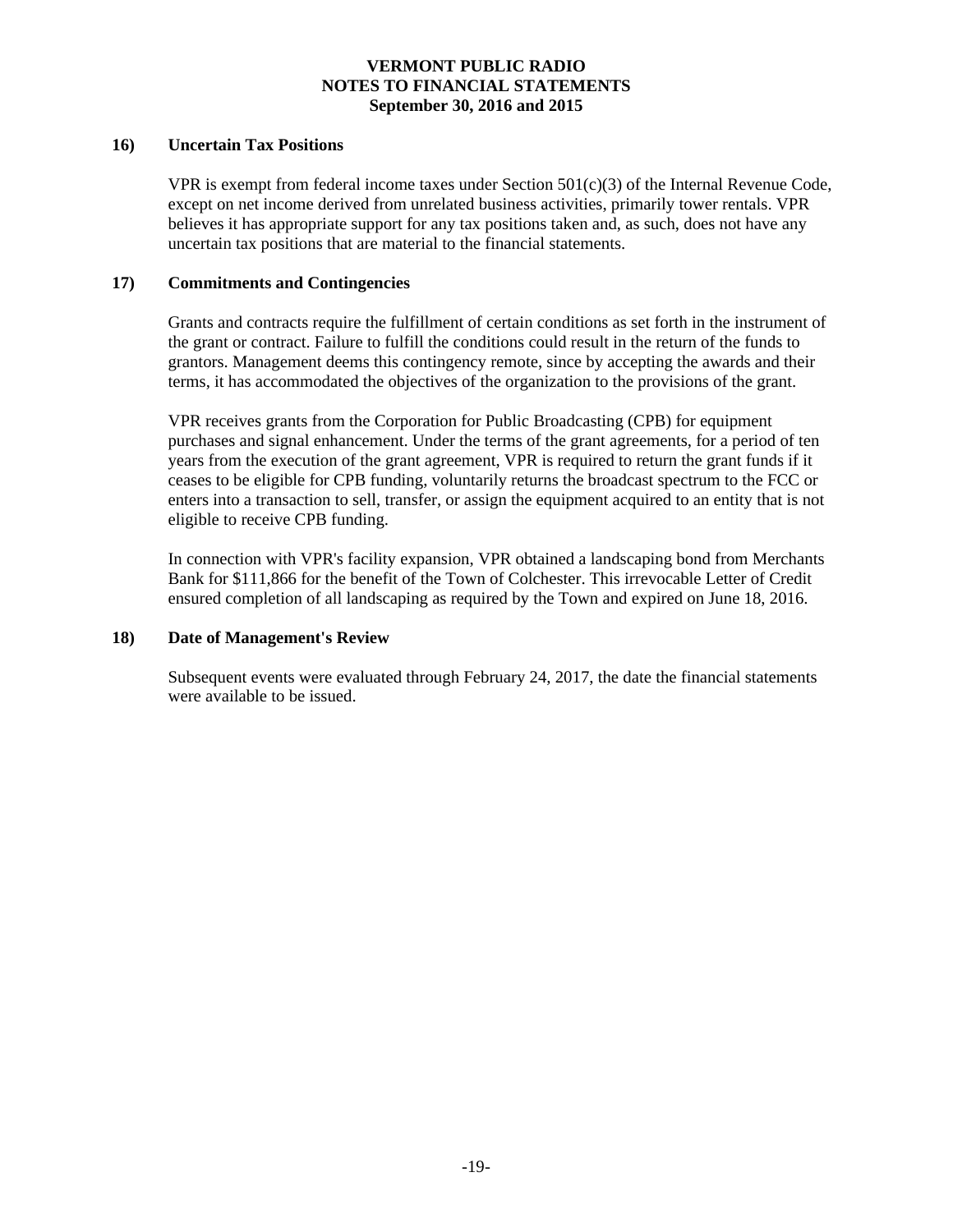## 16) Uncertain Tax Positions

VPR is exempt from federal income taxes under Section 501(c)(3) of the Internal Revenue Code, except on net income derived from unrelated business activities, primarily tower rentals. VPR believes it has appropriate support for any tax positions taken and, as such, does not have any uncertain tax positions that are material to the financial statements.

## 17) Commitments and Contingencies

Grants and contracts require the fulfillment of certain conditions as set forth in the instrument of the grant or contract. Failure to fulfill the conditions could result in the return of the funds to grantors. Management deems this contingency remote, since by accepting the awards and their terms, it has accommodated the objectives of the organization to the provisions of the grant.

VPR receives grants from the Corporation for Public Broadcasting (CPB) for equipment purchases and signal enhancement. Under the terms of the grant agreements, for a period of ten years from the execution of the grant agreement, VPR is required to return the grant funds if it ceases to be eligible for CPB funding, voluntarily returns the broadcast spectrum to the FCC or enters into a transaction to sell, transfer, or assign the equipment acquired to an entity that is not eligible to receive CPB funding.

In connection with VPR's facility expansion, VPR obtained a landscaping bond from Merchants Bank for $111,866 for the benefit of the Town of Colchester. This irrevocable Letter of Credit ensured completion of all landscaping as required by the Town and expired on June 18, 2016.

## 18) Date of Management's Review

Subsequent events were evaluated through February 24, 2017, the date the financial statements were available to be issued.